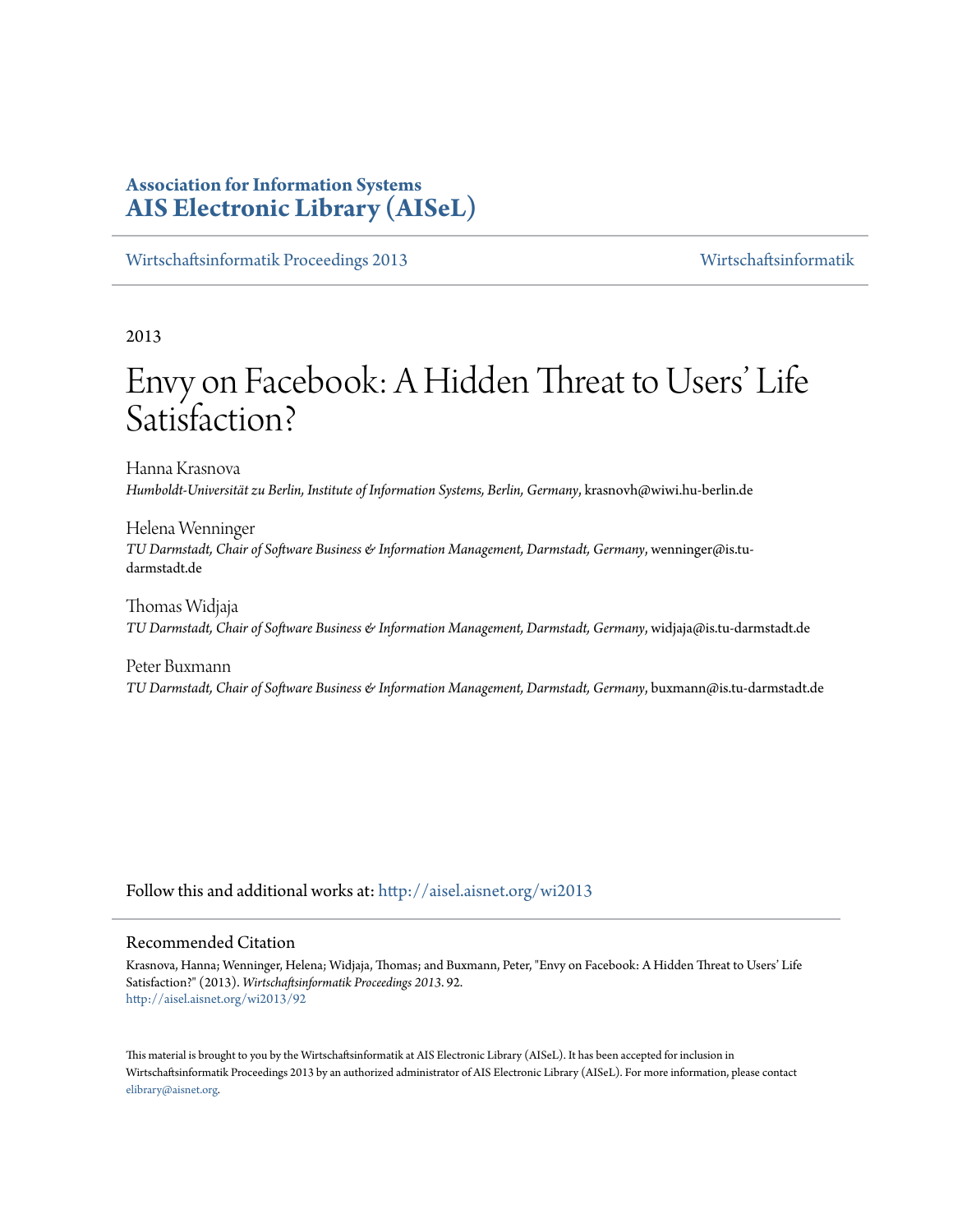**Association for Information Systems**
**AIS Electronic Library (AISeL)**

Wirtschaftsinformatik Proceedings 2013 | Wirtschaftsinformatik

2013

# Envy on Facebook: A Hidden Threat to Users' Life Satisfaction?

Hanna Krasnova
*Humboldt-Universität zu Berlin, Institute of Information Systems, Berlin, Germany*, krasnovh@wiwi.hu-berlin.de

Helena Wenninger
*TU Darmstadt, Chair of Software Business & Information Management, Darmstadt, Germany*, wenninger@is.tu-darmstadt.de

Thomas Widjaja
*TU Darmstadt, Chair of Software Business & Information Management, Darmstadt, Germany*, widjaja@is.tu-darmstadt.de

Peter Buxmann
*TU Darmstadt, Chair of Software Business & Information Management, Darmstadt, Germany*, buxmann@is.tu-darmstadt.de

Follow this and additional works at: http://aisel.aisnet.org/wi2013

## Recommended Citation

Krasnova, Hanna; Wenninger, Helena; Widjaja, Thomas; and Buxmann, Peter, "Envy on Facebook: A Hidden Threat to Users' Life Satisfaction?" (2013). *Wirtschaftsinformatik Proceedings 2013*. 92.
http://aisel.aisnet.org/wi2013/92

This material is brought to you by the Wirtschaftsinformatik at AIS Electronic Library (AISeL). It has been accepted for inclusion in Wirtschaftsinformatik Proceedings 2013 by an authorized administrator of AIS Electronic Library (AISeL). For more information, please contact elibrary@aisnet.org.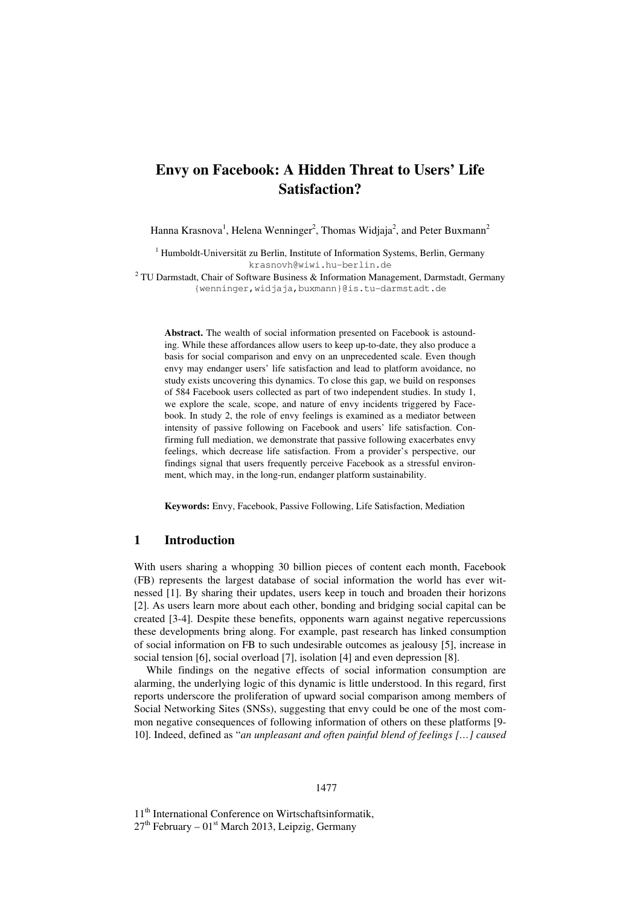# Envy on Facebook: A Hidden Threat to Users' Life Satisfaction?

Hanna Krasnova[1], Helena Wenninger[2], Thomas Widjaja[2], and Peter Buxmann[2]

[1] Humboldt-Universität zu Berlin, Institute of Information Systems, Berlin, Germany
krasnovh@wiwi.hu-berlin.de

[2] TU Darmstadt, Chair of Software Business & Information Management, Darmstadt, Germany
{wenninger,widjaja,buxmann}@is.tu-darmstadt.de

**Abstract.** The wealth of social information presented on Facebook is astounding. While these affordances allow users to keep up-to-date, they also produce a basis for social comparison and envy on an unprecedented scale. Even though envy may endanger users' life satisfaction and lead to platform avoidance, no study exists uncovering this dynamics. To close this gap, we build on responses of 584 Facebook users collected as part of two independent studies. In study 1, we explore the scale, scope, and nature of envy incidents triggered by Facebook. In study 2, the role of envy feelings is examined as a mediator between intensity of passive following on Facebook and users' life satisfaction. Confirming full mediation, we demonstrate that passive following exacerbates envy feelings, which decrease life satisfaction. From a provider's perspective, our findings signal that users frequently perceive Facebook as a stressful environment, which may, in the long-run, endanger platform sustainability.

**Keywords:** Envy, Facebook, Passive Following, Life Satisfaction, Mediation

## 1 Introduction

With users sharing a whopping 30 billion pieces of content each month, Facebook (FB) represents the largest database of social information the world has ever witnessed [1]. By sharing their updates, users keep in touch and broaden their horizons [2]. As users learn more about each other, bonding and bridging social capital can be created [3-4]. Despite these benefits, opponents warn against negative repercussions these developments bring along. For example, past research has linked consumption of social information on FB to such undesirable outcomes as jealousy [5], increase in social tension [6], social overload [7], isolation [4] and even depression [8].

While findings on the negative effects of social information consumption are alarming, the underlying logic of this dynamic is little understood. In this regard, first reports underscore the proliferation of upward social comparison among members of Social Networking Sites (SNSs), suggesting that envy could be one of the most common negative consequences of following information of others on these platforms [9-10]. Indeed, defined as "*an unpleasant and often painful blend of feelings […] caused*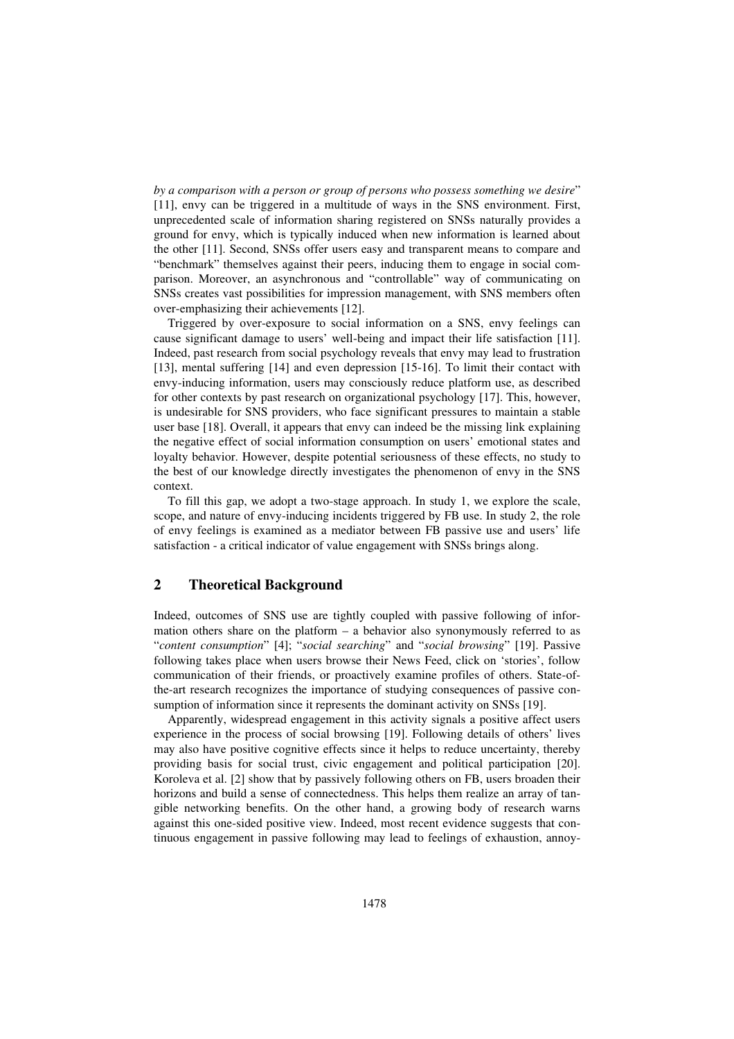*by a comparison with a person or group of persons who possess something we desire*" [11], envy can be triggered in a multitude of ways in the SNS environment. First, unprecedented scale of information sharing registered on SNSs naturally provides a ground for envy, which is typically induced when new information is learned about the other [11]. Second, SNSs offer users easy and transparent means to compare and "benchmark" themselves against their peers, inducing them to engage in social comparison. Moreover, an asynchronous and "controllable" way of communicating on SNSs creates vast possibilities for impression management, with SNS members often over-emphasizing their achievements [12].

Triggered by over-exposure to social information on a SNS, envy feelings can cause significant damage to users' well-being and impact their life satisfaction [11]. Indeed, past research from social psychology reveals that envy may lead to frustration [13], mental suffering [14] and even depression [15-16]. To limit their contact with envy-inducing information, users may consciously reduce platform use, as described for other contexts by past research on organizational psychology [17]. This, however, is undesirable for SNS providers, who face significant pressures to maintain a stable user base [18]. Overall, it appears that envy can indeed be the missing link explaining the negative effect of social information consumption on users' emotional states and loyalty behavior. However, despite potential seriousness of these effects, no study to the best of our knowledge directly investigates the phenomenon of envy in the SNS context.

To fill this gap, we adopt a two-stage approach. In study 1, we explore the scale, scope, and nature of envy-inducing incidents triggered by FB use. In study 2, the role of envy feelings is examined as a mediator between FB passive use and users' life satisfaction - a critical indicator of value engagement with SNSs brings along.

## 2 Theoretical Background

Indeed, outcomes of SNS use are tightly coupled with passive following of information others share on the platform – a behavior also synonymously referred to as "*content consumption*" [4]; "*social searching*" and "*social browsing*" [19]. Passive following takes place when users browse their News Feed, click on 'stories', follow communication of their friends, or proactively examine profiles of others. State-of-the-art research recognizes the importance of studying consequences of passive consumption of information since it represents the dominant activity on SNSs [19].

Apparently, widespread engagement in this activity signals a positive affect users experience in the process of social browsing [19]. Following details of others' lives may also have positive cognitive effects since it helps to reduce uncertainty, thereby providing basis for social trust, civic engagement and political participation [20]. Koroleva et al. [2] show that by passively following others on FB, users broaden their horizons and build a sense of connectedness. This helps them realize an array of tangible networking benefits. On the other hand, a growing body of research warns against this one-sided positive view. Indeed, most recent evidence suggests that continuous engagement in passive following may lead to feelings of exhaustion, annoy-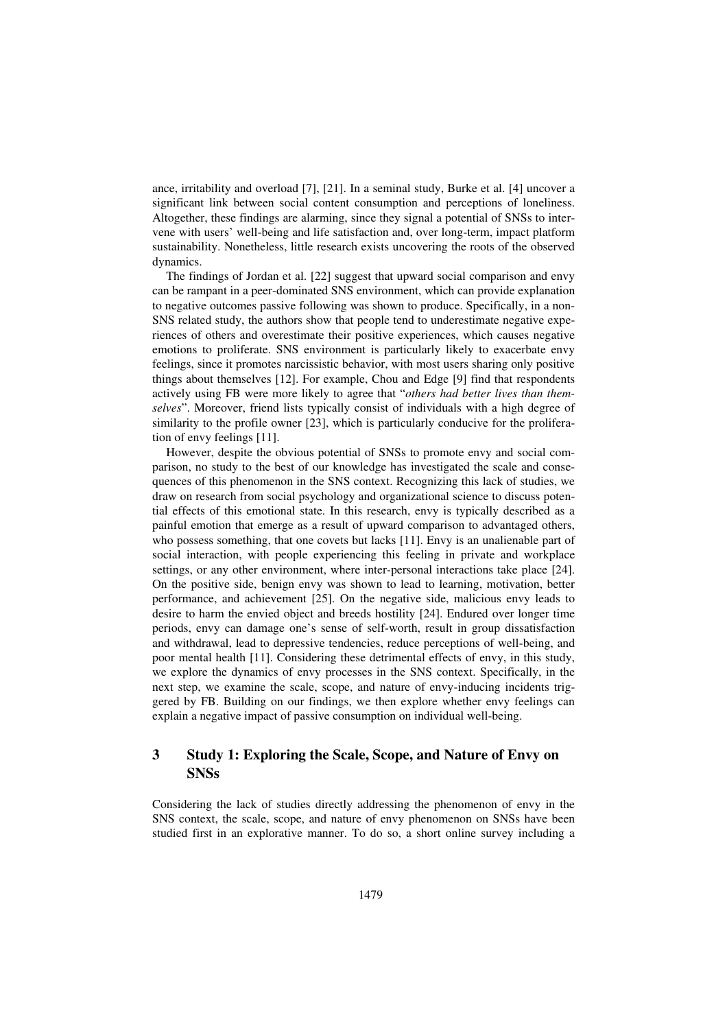ance, irritability and overload [7], [21]. In a seminal study, Burke et al. [4] uncover a significant link between social content consumption and perceptions of loneliness. Altogether, these findings are alarming, since they signal a potential of SNSs to intervene with users' well-being and life satisfaction and, over long-term, impact platform sustainability. Nonetheless, little research exists uncovering the roots of the observed dynamics.

The findings of Jordan et al. [22] suggest that upward social comparison and envy can be rampant in a peer-dominated SNS environment, which can provide explanation to negative outcomes passive following was shown to produce. Specifically, in a non-SNS related study, the authors show that people tend to underestimate negative experiences of others and overestimate their positive experiences, which causes negative emotions to proliferate. SNS environment is particularly likely to exacerbate envy feelings, since it promotes narcissistic behavior, with most users sharing only positive things about themselves [12]. For example, Chou and Edge [9] find that respondents actively using FB were more likely to agree that "*others had better lives than themselves*". Moreover, friend lists typically consist of individuals with a high degree of similarity to the profile owner [23], which is particularly conducive for the proliferation of envy feelings [11].

However, despite the obvious potential of SNSs to promote envy and social comparison, no study to the best of our knowledge has investigated the scale and consequences of this phenomenon in the SNS context. Recognizing this lack of studies, we draw on research from social psychology and organizational science to discuss potential effects of this emotional state. In this research, envy is typically described as a painful emotion that emerge as a result of upward comparison to advantaged others, who possess something, that one covets but lacks [11]. Envy is an unalienable part of social interaction, with people experiencing this feeling in private and workplace settings, or any other environment, where inter-personal interactions take place [24]. On the positive side, benign envy was shown to lead to learning, motivation, better performance, and achievement [25]. On the negative side, malicious envy leads to desire to harm the envied object and breeds hostility [24]. Endured over longer time periods, envy can damage one's sense of self-worth, result in group dissatisfaction and withdrawal, lead to depressive tendencies, reduce perceptions of well-being, and poor mental health [11]. Considering these detrimental effects of envy, in this study, we explore the dynamics of envy processes in the SNS context. Specifically, in the next step, we examine the scale, scope, and nature of envy-inducing incidents triggered by FB. Building on our findings, we then explore whether envy feelings can explain a negative impact of passive consumption on individual well-being.

## 3 Study 1: Exploring the Scale, Scope, and Nature of Envy on SNSs

Considering the lack of studies directly addressing the phenomenon of envy in the SNS context, the scale, scope, and nature of envy phenomenon on SNSs have been studied first in an explorative manner. To do so, a short online survey including a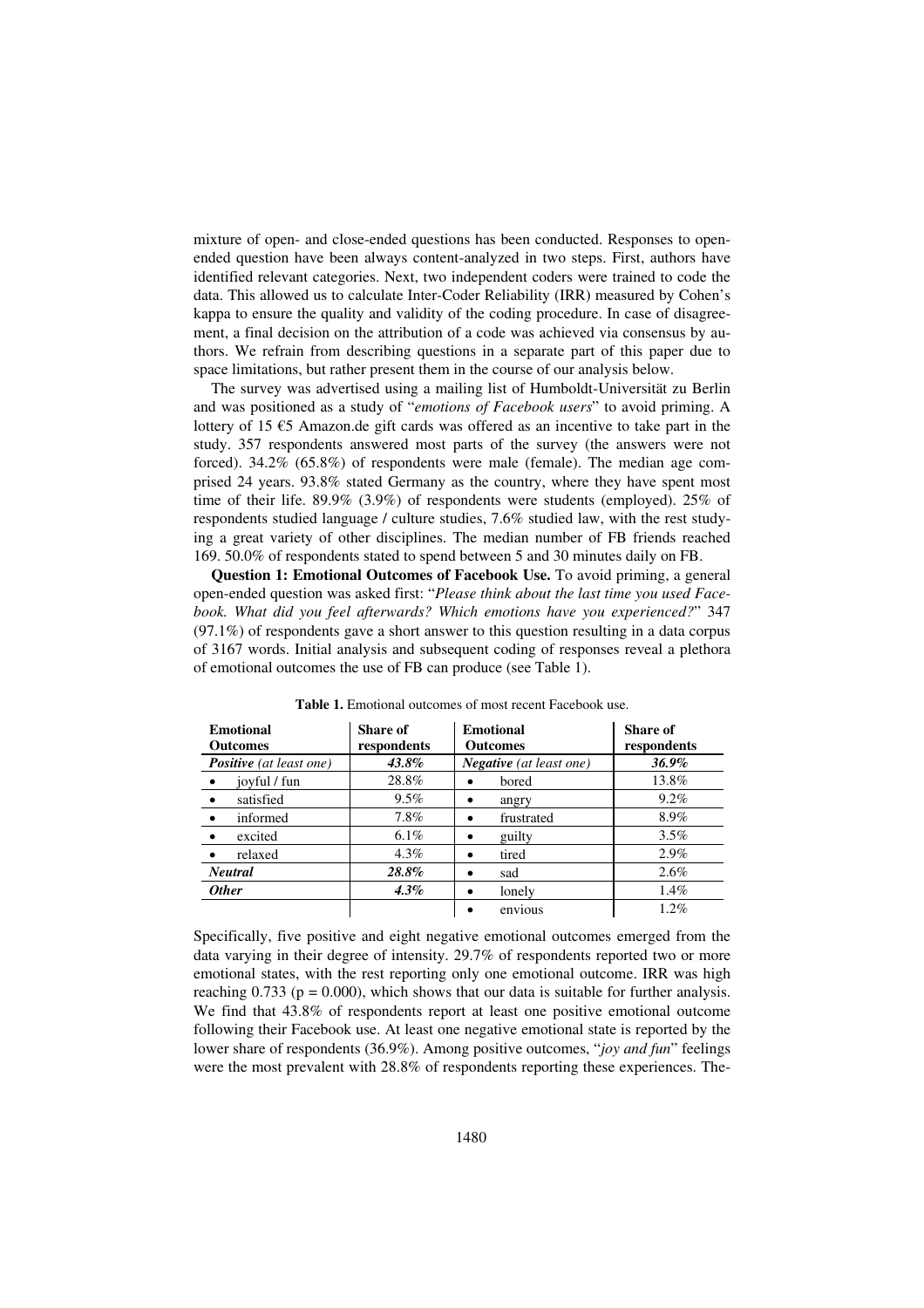mixture of open- and close-ended questions has been conducted. Responses to open-ended question have been always content-analyzed in two steps. First, authors have identified relevant categories. Next, two independent coders were trained to code the data. This allowed us to calculate Inter-Coder Reliability (IRR) measured by Cohen's kappa to ensure the quality and validity of the coding procedure. In case of disagreement, a final decision on the attribution of a code was achieved via consensus by authors. We refrain from describing questions in a separate part of this paper due to space limitations, but rather present them in the course of our analysis below.

The survey was advertised using a mailing list of Humboldt-Universität zu Berlin and was positioned as a study of "*emotions of Facebook users*" to avoid priming. A lottery of 15 €5 Amazon.de gift cards was offered as an incentive to take part in the study. 357 respondents answered most parts of the survey (the answers were not forced). 34.2% (65.8%) of respondents were male (female). The median age comprised 24 years. 93.8% stated Germany as the country, where they have spent most time of their life. 89.9% (3.9%) of respondents were students (employed). 25% of respondents studied language / culture studies, 7.6% studied law, with the rest studying a great variety of other disciplines. The median number of FB friends reached 169. 50.0% of respondents stated to spend between 5 and 30 minutes daily on FB.

**Question 1: Emotional Outcomes of Facebook Use.** To avoid priming, a general open-ended question was asked first: "*Please think about the last time you used Facebook. What did you feel afterwards? Which emotions have you experienced?*" 347 (97.1%) of respondents gave a short answer to this question resulting in a data corpus of 3167 words. Initial analysis and subsequent coding of responses reveal a plethora of emotional outcomes the use of FB can produce (see Table 1).

**Table 1.** Emotional outcomes of most recent Facebook use.

| Emotional Outcomes | Share of respondents | Emotional Outcomes | Share of respondents |
|---|---|---|---|
| ***Positive*** *(at least one)* | ***43.8%*** | ***Negative*** *(at least one)* | ***36.9%*** |
| • joyful / fun | 28.8% | • bored | 13.8% |
| • satisfied | 9.5% | • angry | 9.2% |
| • informed | 7.8% | • frustrated | 8.9% |
| • excited | 6.1% | • guilty | 3.5% |
| • relaxed | 4.3% | • tired | 2.9% |
| ***Neutral*** | ***28.8%*** | • sad | 2.6% |
| ***Other*** | ***4.3%*** | • lonely | 1.4% |
| | | • envious | 1.2% |

Specifically, five positive and eight negative emotional outcomes emerged from the data varying in their degree of intensity. 29.7% of respondents reported two or more emotional states, with the rest reporting only one emotional outcome. IRR was high reaching 0.733 ($p = 0.000$), which shows that our data is suitable for further analysis. We find that 43.8% of respondents report at least one positive emotional outcome following their Facebook use. At least one negative emotional state is reported by the lower share of respondents (36.9%). Among positive outcomes, "*joy and fun*" feelings were the most prevalent with 28.8% of respondents reporting these experiences. The-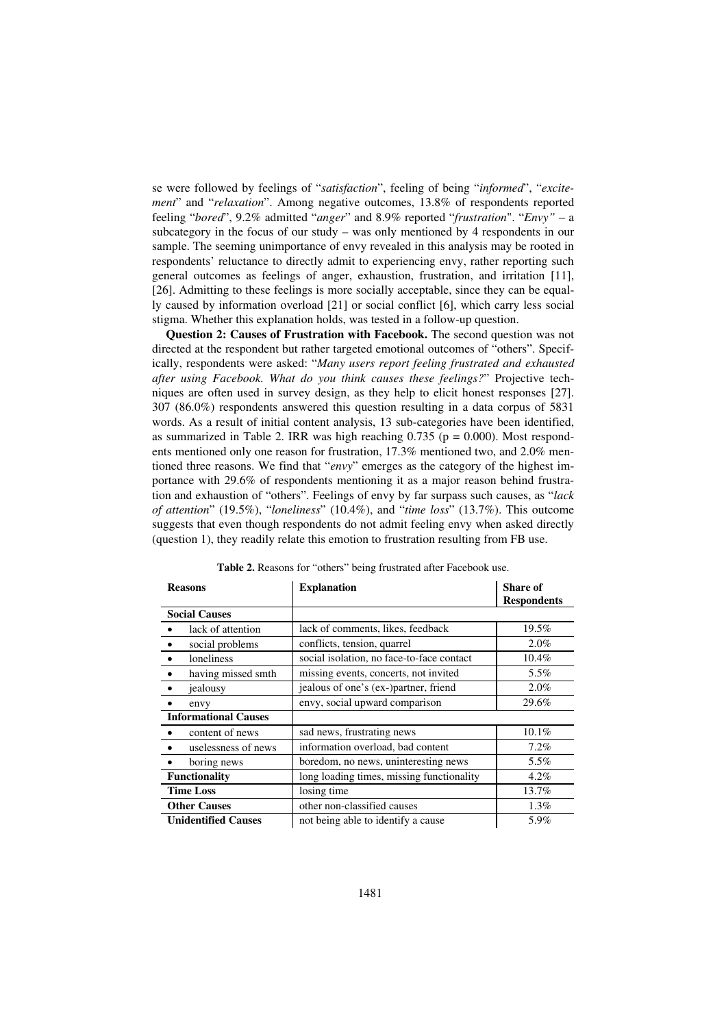se were followed by feelings of "*satisfaction*", feeling of being "*informed*", "*excitement*" and "*relaxation*". Among negative outcomes, 13.8% of respondents reported feeling "*bored*", 9.2% admitted "*anger*" and 8.9% reported "*frustration*". "*Envy"* – a subcategory in the focus of our study – was only mentioned by 4 respondents in our sample. The seeming unimportance of envy revealed in this analysis may be rooted in respondents' reluctance to directly admit to experiencing envy, rather reporting such general outcomes as feelings of anger, exhaustion, frustration, and irritation [11], [26]. Admitting to these feelings is more socially acceptable, since they can be equally caused by information overload [21] or social conflict [6], which carry less social stigma. Whether this explanation holds, was tested in a follow-up question.

**Question 2: Causes of Frustration with Facebook.** The second question was not directed at the respondent but rather targeted emotional outcomes of "others". Specifically, respondents were asked: "*Many users report feeling frustrated and exhausted after using Facebook. What do you think causes these feelings?*" Projective techniques are often used in survey design, as they help to elicit honest responses [27]. 307 (86.0%) respondents answered this question resulting in a data corpus of 5831 words. As a result of initial content analysis, 13 sub-categories have been identified, as summarized in Table 2. IRR was high reaching 0.735 ($p = 0.000$). Most respondents mentioned only one reason for frustration, 17.3% mentioned two, and 2.0% mentioned three reasons. We find that "*envy*" emerges as the category of the highest importance with 29.6% of respondents mentioning it as a major reason behind frustration and exhaustion of "others". Feelings of envy by far surpass such causes, as "*lack of attention*" (19.5%), "*loneliness*" (10.4%), and "*time loss*" (13.7%). This outcome suggests that even though respondents do not admit feeling envy when asked directly (question 1), they readily relate this emotion to frustration resulting from FB use.

**Table 2.** Reasons for "others" being frustrated after Facebook use.

| Reasons | Explanation | Share of Respondents |
|---|---|---|
| **Social Causes** | | |
| • lack of attention | lack of comments, likes, feedback | 19.5% |
| • social problems | conflicts, tension, quarrel | 2.0% |
| • loneliness | social isolation, no face-to-face contact | 10.4% |
| • having missed smth | missing events, concerts, not invited | 5.5% |
| • jealousy | jealous of one's (ex-)partner, friend | 2.0% |
| • envy | envy, social upward comparison | 29.6% |
| **Informational Causes** | | |
| • content of news | sad news, frustrating news | 10.1% |
| • uselessness of news | information overload, bad content | 7.2% |
| • boring news | boredom, no news, uninteresting news | 5.5% |
| **Functionality** | long loading times, missing functionality | 4.2% |
| **Time Loss** | losing time | 13.7% |
| **Other Causes** | other non-classified causes | 1.3% |
| **Unidentified Causes** | not being able to identify a cause | 5.9% |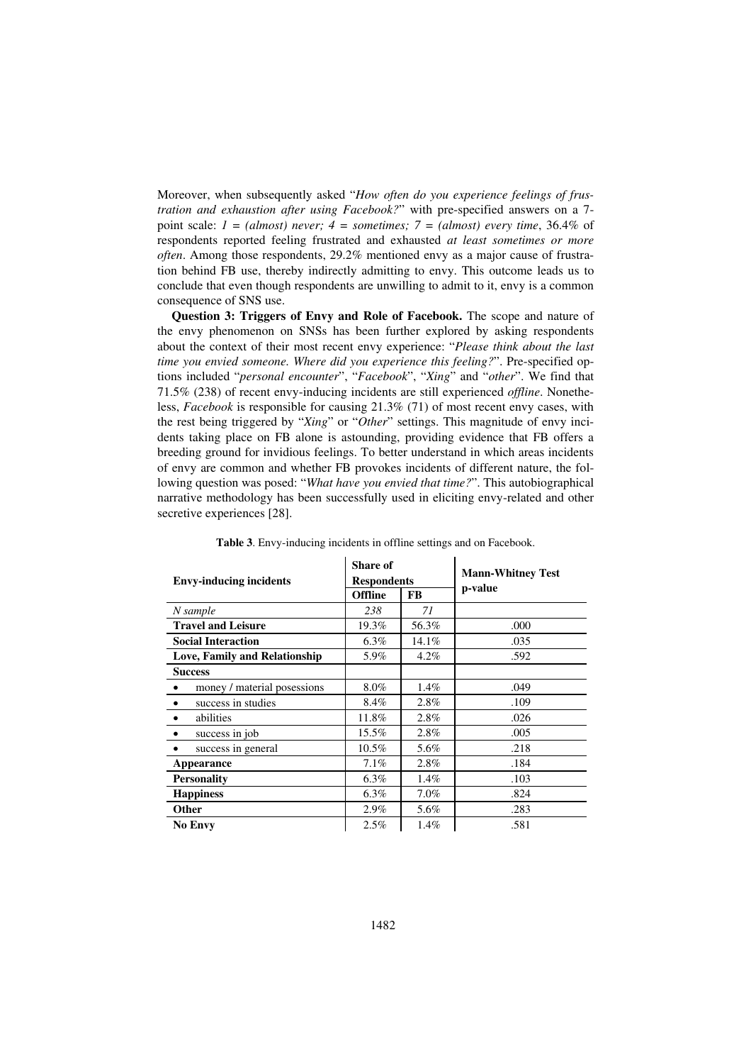Moreover, when subsequently asked "*How often do you experience feelings of frustration and exhaustion after using Facebook?*" with pre-specified answers on a 7-point scale: *1 = (almost) never; 4 = sometimes; 7 = (almost) every time*, 36.4% of respondents reported feeling frustrated and exhausted *at least sometimes or more often*. Among those respondents, 29.2% mentioned envy as a major cause of frustration behind FB use, thereby indirectly admitting to envy. This outcome leads us to conclude that even though respondents are unwilling to admit to it, envy is a common consequence of SNS use.

**Question 3: Triggers of Envy and Role of Facebook.** The scope and nature of the envy phenomenon on SNSs has been further explored by asking respondents about the context of their most recent envy experience: "*Please think about the last time you envied someone. Where did you experience this feeling?*". Pre-specified options included "*personal encounter*", "*Facebook*", "*Xing*" and "*other*". We find that 71.5% (238) of recent envy-inducing incidents are still experienced *offline*. Nonetheless, *Facebook* is responsible for causing 21.3% (71) of most recent envy cases, with the rest being triggered by "*Xing*" or "*Other*" settings. This magnitude of envy incidents taking place on FB alone is astounding, providing evidence that FB offers a breeding ground for invidious feelings. To better understand in which areas incidents of envy are common and whether FB provokes incidents of different nature, the following question was posed: "*What have you envied that time?*". This autobiographical narrative methodology has been successfully used in eliciting envy-related and other secretive experiences [28].

**Table 3**. Envy-inducing incidents in offline settings and on Facebook.

| Envy-inducing incidents | Share of Respondents | | Mann-Whitney Test p-value |
|---|---|---|---|
| | **Offline** | **FB** | |
| *N sample* | *238* | *71* | |
| **Travel and Leisure** | 19.3% | 56.3% | .000 |
| **Social Interaction** | 6.3% | 14.1% | .035 |
| **Love, Family and Relationship** | 5.9% | 4.2% | .592 |
| **Success** | | | |
| • money / material posessions | 8.0% | 1.4% | .049 |
| • success in studies | 8.4% | 2.8% | .109 |
| • abilities | 11.8% | 2.8% | .026 |
| • success in job | 15.5% | 2.8% | .005 |
| • success in general | 10.5% | 5.6% | .218 |
| **Appearance** | 7.1% | 2.8% | .184 |
| **Personality** | 6.3% | 1.4% | .103 |
| **Happiness** | 6.3% | 7.0% | .824 |
| **Other** | 2.9% | 5.6% | .283 |
| **No Envy** | 2.5% | 1.4% | .581 |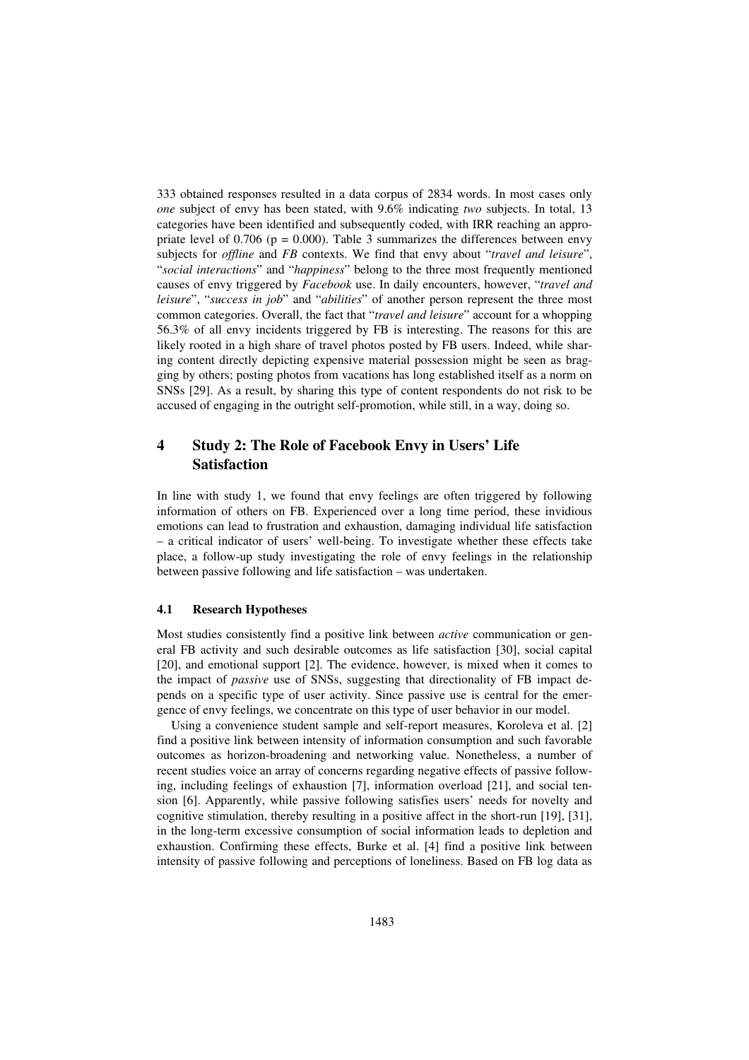333 obtained responses resulted in a data corpus of 2834 words. In most cases only *one* subject of envy has been stated, with 9.6% indicating *two* subjects. In total, 13 categories have been identified and subsequently coded, with IRR reaching an appropriate level of 0.706 ($p = 0.000$). Table 3 summarizes the differences between envy subjects for *offline* and *FB* contexts. We find that envy about "*travel and leisure*", "*social interactions*" and "*happiness*" belong to the three most frequently mentioned causes of envy triggered by *Facebook* use. In daily encounters, however, "*travel and leisure*", "*success in job*" and "*abilities*" of another person represent the three most common categories. Overall, the fact that "*travel and leisure*" account for a whopping 56.3% of all envy incidents triggered by FB is interesting. The reasons for this are likely rooted in a high share of travel photos posted by FB users. Indeed, while sharing content directly depicting expensive material possession might be seen as bragging by others; posting photos from vacations has long established itself as a norm on SNSs [29]. As a result, by sharing this type of content respondents do not risk to be accused of engaging in the outright self-promotion, while still, in a way, doing so.

## 4 Study 2: The Role of Facebook Envy in Users' Life Satisfaction

In line with study 1, we found that envy feelings are often triggered by following information of others on FB. Experienced over a long time period, these invidious emotions can lead to frustration and exhaustion, damaging individual life satisfaction – a critical indicator of users' well-being. To investigate whether these effects take place, a follow-up study investigating the role of envy feelings in the relationship between passive following and life satisfaction – was undertaken.

### 4.1 Research Hypotheses

Most studies consistently find a positive link between *active* communication or general FB activity and such desirable outcomes as life satisfaction [30], social capital [20], and emotional support [2]. The evidence, however, is mixed when it comes to the impact of *passive* use of SNSs, suggesting that directionality of FB impact depends on a specific type of user activity. Since passive use is central for the emergence of envy feelings, we concentrate on this type of user behavior in our model.

Using a convenience student sample and self-report measures, Koroleva et al. [2] find a positive link between intensity of information consumption and such favorable outcomes as horizon-broadening and networking value. Nonetheless, a number of recent studies voice an array of concerns regarding negative effects of passive following, including feelings of exhaustion [7], information overload [21], and social tension [6]. Apparently, while passive following satisfies users' needs for novelty and cognitive stimulation, thereby resulting in a positive affect in the short-run [19], [31], in the long-term excessive consumption of social information leads to depletion and exhaustion. Confirming these effects, Burke et al. [4] find a positive link between intensity of passive following and perceptions of loneliness. Based on FB log data as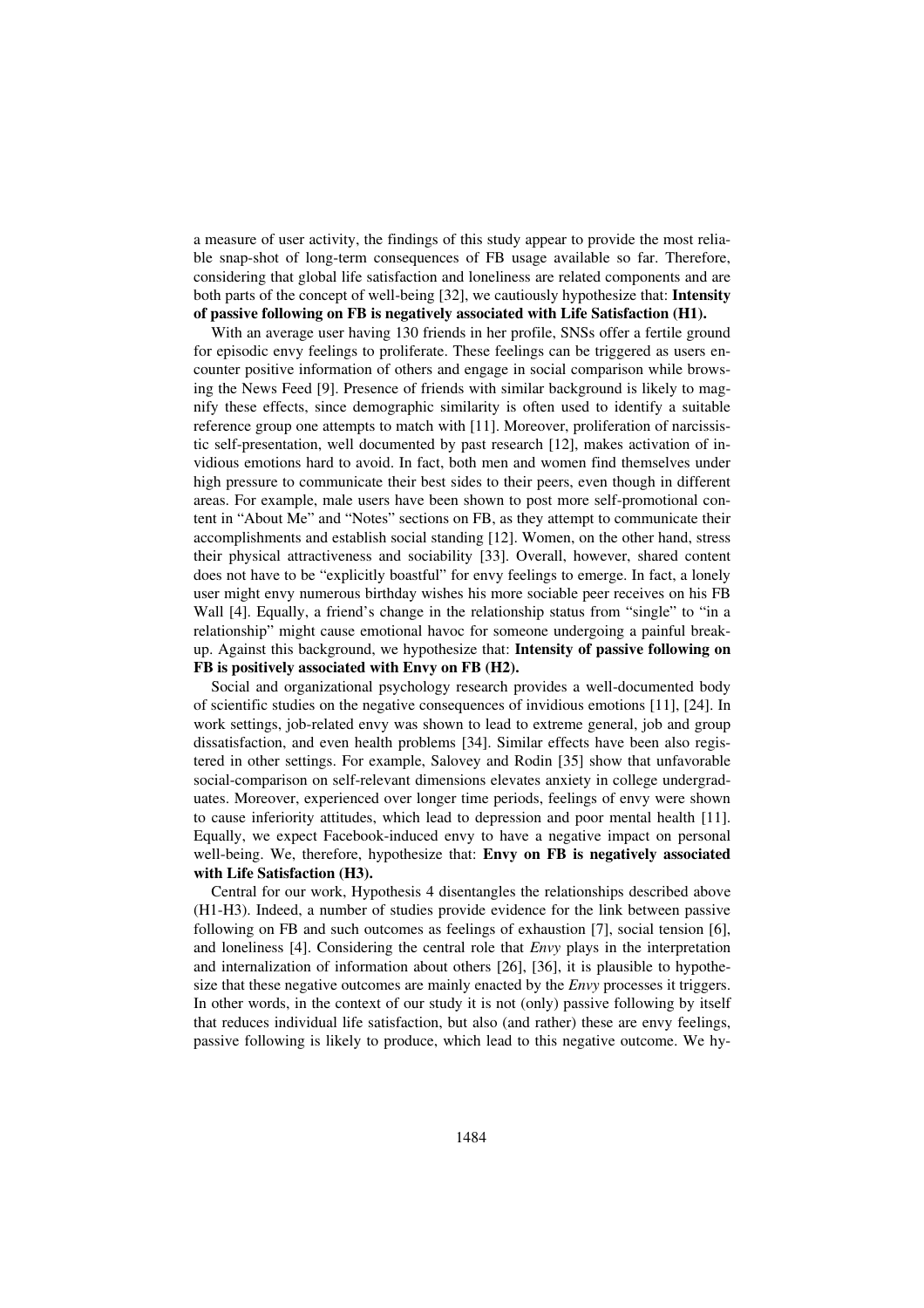a measure of user activity, the findings of this study appear to provide the most reliable snap-shot of long-term consequences of FB usage available so far. Therefore, considering that global life satisfaction and loneliness are related components and are both parts of the concept of well-being [32], we cautiously hypothesize that: **Intensity of passive following on FB is negatively associated with Life Satisfaction (H1).**

With an average user having 130 friends in her profile, SNSs offer a fertile ground for episodic envy feelings to proliferate. These feelings can be triggered as users encounter positive information of others and engage in social comparison while browsing the News Feed [9]. Presence of friends with similar background is likely to magnify these effects, since demographic similarity is often used to identify a suitable reference group one attempts to match with [11]. Moreover, proliferation of narcissistic self-presentation, well documented by past research [12], makes activation of invidious emotions hard to avoid. In fact, both men and women find themselves under high pressure to communicate their best sides to their peers, even though in different areas. For example, male users have been shown to post more self-promotional content in "About Me" and "Notes" sections on FB, as they attempt to communicate their accomplishments and establish social standing [12]. Women, on the other hand, stress their physical attractiveness and sociability [33]. Overall, however, shared content does not have to be "explicitly boastful" for envy feelings to emerge. In fact, a lonely user might envy numerous birthday wishes his more sociable peer receives on his FB Wall [4]. Equally, a friend's change in the relationship status from "single" to "in a relationship" might cause emotional havoc for someone undergoing a painful breakup. Against this background, we hypothesize that: **Intensity of passive following on FB is positively associated with Envy on FB (H2).**

Social and organizational psychology research provides a well-documented body of scientific studies on the negative consequences of invidious emotions [11], [24]. In work settings, job-related envy was shown to lead to extreme general, job and group dissatisfaction, and even health problems [34]. Similar effects have been also registered in other settings. For example, Salovey and Rodin [35] show that unfavorable social-comparison on self-relevant dimensions elevates anxiety in college undergraduates. Moreover, experienced over longer time periods, feelings of envy were shown to cause inferiority attitudes, which lead to depression and poor mental health [11]. Equally, we expect Facebook-induced envy to have a negative impact on personal well-being. We, therefore, hypothesize that: **Envy on FB is negatively associated with Life Satisfaction (H3).**

Central for our work, Hypothesis 4 disentangles the relationships described above (H1-H3). Indeed, a number of studies provide evidence for the link between passive following on FB and such outcomes as feelings of exhaustion [7], social tension [6], and loneliness [4]. Considering the central role that *Envy* plays in the interpretation and internalization of information about others [26], [36], it is plausible to hypothesize that these negative outcomes are mainly enacted by the *Envy* processes it triggers. In other words, in the context of our study it is not (only) passive following by itself that reduces individual life satisfaction, but also (and rather) these are envy feelings, passive following is likely to produce, which lead to this negative outcome. We hy-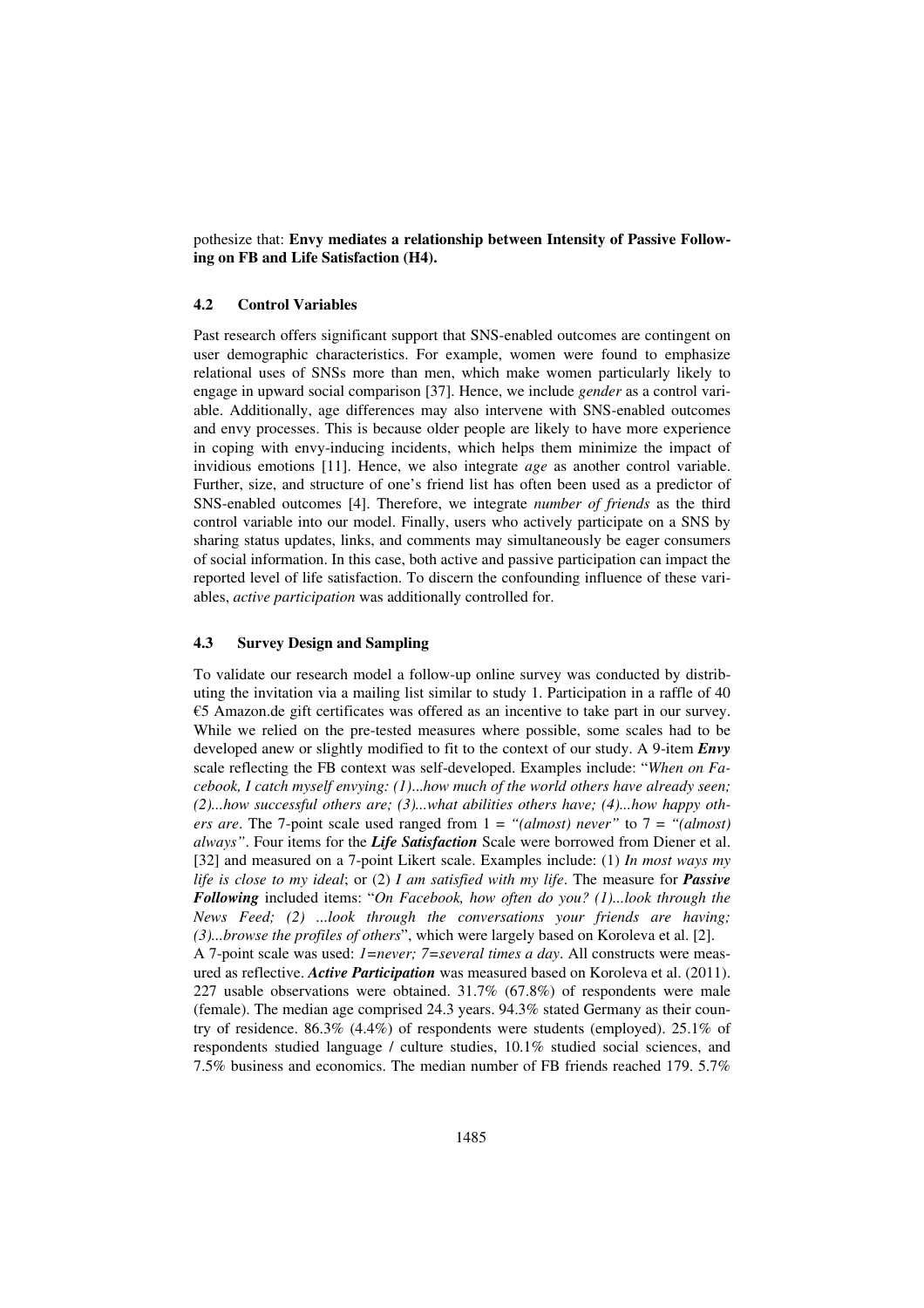pothesize that: **Envy mediates a relationship between Intensity of Passive Following on FB and Life Satisfaction (H4).**

### 4.2 Control Variables

Past research offers significant support that SNS-enabled outcomes are contingent on user demographic characteristics. For example, women were found to emphasize relational uses of SNSs more than men, which make women particularly likely to engage in upward social comparison [37]. Hence, we include *gender* as a control variable. Additionally, age differences may also intervene with SNS-enabled outcomes and envy processes. This is because older people are likely to have more experience in coping with envy-inducing incidents, which helps them minimize the impact of invidious emotions [11]. Hence, we also integrate *age* as another control variable. Further, size, and structure of one's friend list has often been used as a predictor of SNS-enabled outcomes [4]. Therefore, we integrate *number of friends* as the third control variable into our model. Finally, users who actively participate on a SNS by sharing status updates, links, and comments may simultaneously be eager consumers of social information. In this case, both active and passive participation can impact the reported level of life satisfaction. To discern the confounding influence of these variables, *active participation* was additionally controlled for.

### 4.3 Survey Design and Sampling

To validate our research model a follow-up online survey was conducted by distributing the invitation via a mailing list similar to study 1. Participation in a raffle of 40 €5 Amazon.de gift certificates was offered as an incentive to take part in our survey. While we relied on the pre-tested measures where possible, some scales had to be developed anew or slightly modified to fit to the context of our study. A 9-item ***Envy*** scale reflecting the FB context was self-developed. Examples include: "*When on Facebook, I catch myself envying: (1)...how much of the world others have already seen; (2)...how successful others are; (3)...what abilities others have; (4)...how happy others are*. The 7-point scale used ranged from 1 = *"(almost) never"* to 7 = *"(almost) always"*. Four items for the ***Life Satisfaction*** Scale were borrowed from Diener et al. [32] and measured on a 7-point Likert scale. Examples include: (1) *In most ways my life is close to my ideal*; or (2) *I am satisfied with my life*. The measure for ***Passive Following*** included items: "*On Facebook, how often do you? (1)...look through the News Feed; (2) ...look through the conversations your friends are having; (3)...browse the profiles of others*", which were largely based on Koroleva et al. [2]. A 7-point scale was used: *1=never; 7=several times a day*. All constructs were measured as reflective. ***Active Participation*** was measured based on Koroleva et al. (2011). 227 usable observations were obtained. 31.7% (67.8%) of respondents were male (female). The median age comprised 24.3 years. 94.3% stated Germany as their country of residence. 86.3% (4.4%) of respondents were students (employed). 25.1% of respondents studied language / culture studies, 10.1% studied social sciences, and 7.5% business and economics. The median number of FB friends reached 179. 5.7%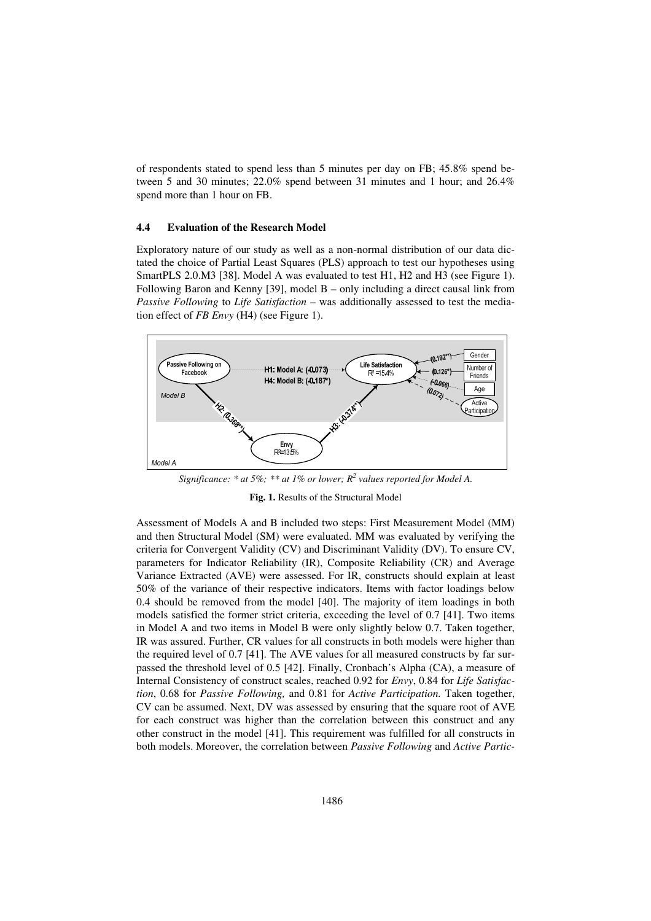of respondents stated to spend less than 5 minutes per day on FB; 45.8% spend between 5 and 30 minutes; 22.0% spend between 31 minutes and 1 hour; and 26.4% spend more than 1 hour on FB.

### 4.4 Evaluation of the Research Model

Exploratory nature of our study as well as a non-normal distribution of our data dictated the choice of Partial Least Squares (PLS) approach to test our hypotheses using SmartPLS 2.0.M3 [38]. Model A was evaluated to test H1, H2 and H3 (see Figure 1). Following Baron and Kenny [39], model B – only including a direct causal link from *Passive Following* to *Life Satisfaction* – was additionally assessed to test the mediation effect of *FB Envy* (H4) (see Figure 1).

*Significance: \* at 5%; \*\* at 1% or lower; $R^2$ values reported for Model A.*

**Fig. 1.** Results of the Structural Model

Assessment of Models A and B included two steps: First Measurement Model (MM) and then Structural Model (SM) were evaluated. MM was evaluated by verifying the criteria for Convergent Validity (CV) and Discriminant Validity (DV). To ensure CV, parameters for Indicator Reliability (IR), Composite Reliability (CR) and Average Variance Extracted (AVE) were assessed. For IR, constructs should explain at least 50% of the variance of their respective indicators. Items with factor loadings below 0.4 should be removed from the model [40]. The majority of item loadings in both models satisfied the former strict criteria, exceeding the level of 0.7 [41]. Two items in Model A and two items in Model B were only slightly below 0.7. Taken together, IR was assured. Further, CR values for all constructs in both models were higher than the required level of 0.7 [41]. The AVE values for all measured constructs by far surpassed the threshold level of 0.5 [42]. Finally, Cronbach's Alpha (CA), a measure of Internal Consistency of construct scales, reached 0.92 for *Envy*, 0.84 for *Life Satisfaction*, 0.68 for *Passive Following,* and 0.81 for *Active Participation.* Taken together, CV can be assumed. Next, DV was assessed by ensuring that the square root of AVE for each construct was higher than the correlation between this construct and any other construct in the model [41]. This requirement was fulfilled for all constructs in both models. Moreover, the correlation between *Passive Following* and *Active Partic-*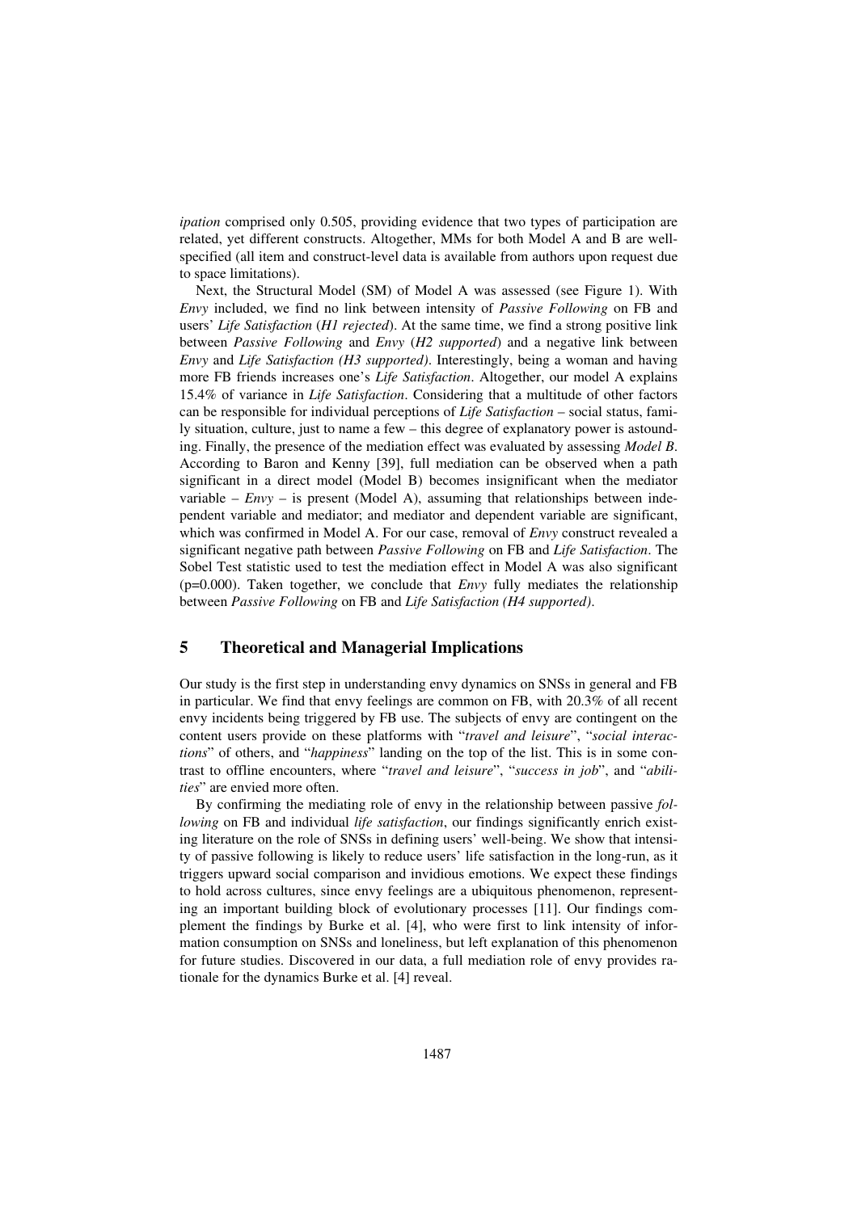*ipation* comprised only 0.505, providing evidence that two types of participation are related, yet different constructs. Altogether, MMs for both Model A and B are well-specified (all item and construct-level data is available from authors upon request due to space limitations).

Next, the Structural Model (SM) of Model A was assessed (see Figure 1). With *Envy* included, we find no link between intensity of *Passive Following* on FB and users' *Life Satisfaction* (*H1 rejected*). At the same time, we find a strong positive link between *Passive Following* and *Envy* (*H2 supported*) and a negative link between *Envy* and *Life Satisfaction (H3 supported)*. Interestingly, being a woman and having more FB friends increases one's *Life Satisfaction*. Altogether, our model A explains 15.4% of variance in *Life Satisfaction*. Considering that a multitude of other factors can be responsible for individual perceptions of *Life Satisfaction* – social status, family situation, culture, just to name a few – this degree of explanatory power is astounding. Finally, the presence of the mediation effect was evaluated by assessing *Model B*. According to Baron and Kenny [39], full mediation can be observed when a path significant in a direct model (Model B) becomes insignificant when the mediator variable – *Envy* – is present (Model A), assuming that relationships between independent variable and mediator; and mediator and dependent variable are significant, which was confirmed in Model A. For our case, removal of *Envy* construct revealed a significant negative path between *Passive Following* on FB and *Life Satisfaction*. The Sobel Test statistic used to test the mediation effect in Model A was also significant ($p=0.000$). Taken together, we conclude that *Envy* fully mediates the relationship between *Passive Following* on FB and *Life Satisfaction (H4 supported)*.

## 5 Theoretical and Managerial Implications

Our study is the first step in understanding envy dynamics on SNSs in general and FB in particular. We find that envy feelings are common on FB, with 20.3% of all recent envy incidents being triggered by FB use. The subjects of envy are contingent on the content users provide on these platforms with "*travel and leisure*", "*social interactions*" of others, and "*happiness*" landing on the top of the list. This is in some contrast to offline encounters, where "*travel and leisure*", "*success in job*", and "*abilities*" are envied more often.

By confirming the mediating role of envy in the relationship between passive *following* on FB and individual *life satisfaction*, our findings significantly enrich existing literature on the role of SNSs in defining users' well-being. We show that intensity of passive following is likely to reduce users' life satisfaction in the long-run, as it triggers upward social comparison and invidious emotions. We expect these findings to hold across cultures, since envy feelings are a ubiquitous phenomenon, representing an important building block of evolutionary processes [11]. Our findings complement the findings by Burke et al. [4], who were first to link intensity of information consumption on SNSs and loneliness, but left explanation of this phenomenon for future studies. Discovered in our data, a full mediation role of envy provides rationale for the dynamics Burke et al. [4] reveal.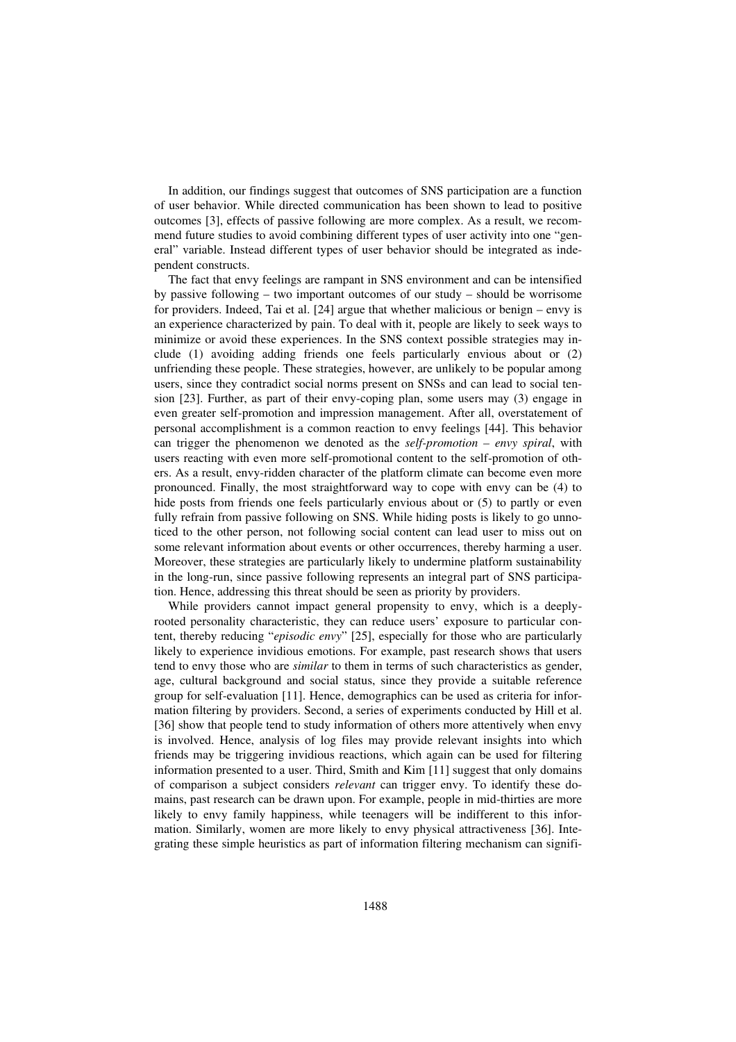In addition, our findings suggest that outcomes of SNS participation are a function of user behavior. While directed communication has been shown to lead to positive outcomes [3], effects of passive following are more complex. As a result, we recommend future studies to avoid combining different types of user activity into one "general" variable. Instead different types of user behavior should be integrated as independent constructs.

The fact that envy feelings are rampant in SNS environment and can be intensified by passive following – two important outcomes of our study – should be worrisome for providers. Indeed, Tai et al. [24] argue that whether malicious or benign – envy is an experience characterized by pain. To deal with it, people are likely to seek ways to minimize or avoid these experiences. In the SNS context possible strategies may include (1) avoiding adding friends one feels particularly envious about or (2) unfriending these people. These strategies, however, are unlikely to be popular among users, since they contradict social norms present on SNSs and can lead to social tension [23]. Further, as part of their envy-coping plan, some users may (3) engage in even greater self-promotion and impression management. After all, overstatement of personal accomplishment is a common reaction to envy feelings [44]. This behavior can trigger the phenomenon we denoted as the *self-promotion – envy spiral*, with users reacting with even more self-promotional content to the self-promotion of others. As a result, envy-ridden character of the platform climate can become even more pronounced. Finally, the most straightforward way to cope with envy can be (4) to hide posts from friends one feels particularly envious about or (5) to partly or even fully refrain from passive following on SNS. While hiding posts is likely to go unnoticed to the other person, not following social content can lead user to miss out on some relevant information about events or other occurrences, thereby harming a user. Moreover, these strategies are particularly likely to undermine platform sustainability in the long-run, since passive following represents an integral part of SNS participation. Hence, addressing this threat should be seen as priority by providers.

While providers cannot impact general propensity to envy, which is a deeply-rooted personality characteristic, they can reduce users' exposure to particular content, thereby reducing "*episodic envy*" [25], especially for those who are particularly likely to experience invidious emotions. For example, past research shows that users tend to envy those who are *similar* to them in terms of such characteristics as gender, age, cultural background and social status, since they provide a suitable reference group for self-evaluation [11]. Hence, demographics can be used as criteria for information filtering by providers. Second, a series of experiments conducted by Hill et al. [36] show that people tend to study information of others more attentively when envy is involved. Hence, analysis of log files may provide relevant insights into which friends may be triggering invidious reactions, which again can be used for filtering information presented to a user. Third, Smith and Kim [11] suggest that only domains of comparison a subject considers *relevant* can trigger envy. To identify these domains, past research can be drawn upon. For example, people in mid-thirties are more likely to envy family happiness, while teenagers will be indifferent to this information. Similarly, women are more likely to envy physical attractiveness [36]. Integrating these simple heuristics as part of information filtering mechanism can signifi-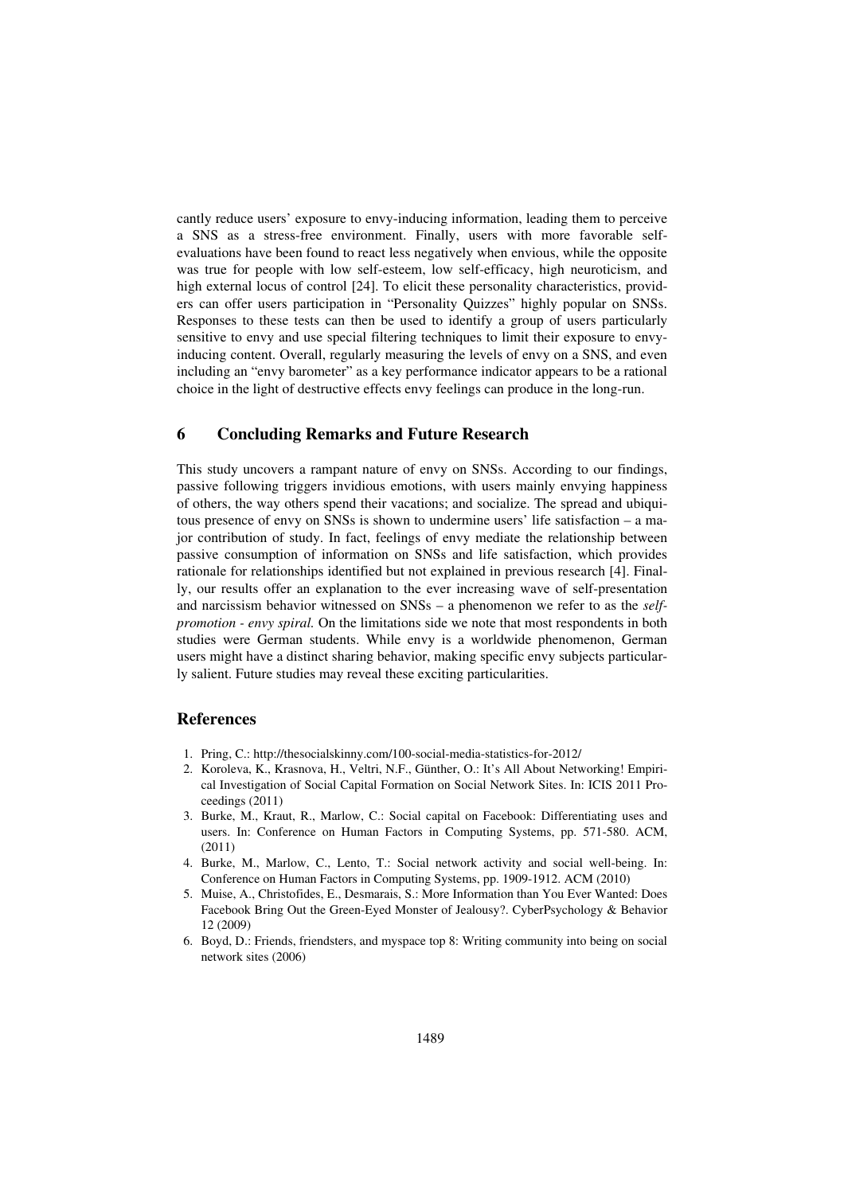cantly reduce users' exposure to envy-inducing information, leading them to perceive a SNS as a stress-free environment. Finally, users with more favorable self-evaluations have been found to react less negatively when envious, while the opposite was true for people with low self-esteem, low self-efficacy, high neuroticism, and high external locus of control [24]. To elicit these personality characteristics, providers can offer users participation in "Personality Quizzes" highly popular on SNSs. Responses to these tests can then be used to identify a group of users particularly sensitive to envy and use special filtering techniques to limit their exposure to envy-inducing content. Overall, regularly measuring the levels of envy on a SNS, and even including an "envy barometer" as a key performance indicator appears to be a rational choice in the light of destructive effects envy feelings can produce in the long-run.

## 6 Concluding Remarks and Future Research

This study uncovers a rampant nature of envy on SNSs. According to our findings, passive following triggers invidious emotions, with users mainly envying happiness of others, the way others spend their vacations; and socialize. The spread and ubiquitous presence of envy on SNSs is shown to undermine users' life satisfaction – a major contribution of study. In fact, feelings of envy mediate the relationship between passive consumption of information on SNSs and life satisfaction, which provides rationale for relationships identified but not explained in previous research [4]. Finally, our results offer an explanation to the ever increasing wave of self-presentation and narcissism behavior witnessed on SNSs – a phenomenon we refer to as the *self-promotion - envy spiral.* On the limitations side we note that most respondents in both studies were German students. While envy is a worldwide phenomenon, German users might have a distinct sharing behavior, making specific envy subjects particularly salient. Future studies may reveal these exciting particularities.

## References

1. Pring, C.: http://thesocialskinny.com/100-social-media-statistics-for-2012/
2. Koroleva, K., Krasnova, H., Veltri, N.F., Günther, O.: It's All About Networking! Empirical Investigation of Social Capital Formation on Social Network Sites. In: ICIS 2011 Proceedings (2011)
3. Burke, M., Kraut, R., Marlow, C.: Social capital on Facebook: Differentiating uses and users. In: Conference on Human Factors in Computing Systems, pp. 571-580. ACM, (2011)
4. Burke, M., Marlow, C., Lento, T.: Social network activity and social well-being. In: Conference on Human Factors in Computing Systems, pp. 1909-1912. ACM (2010)
5. Muise, A., Christofides, E., Desmarais, S.: More Information than You Ever Wanted: Does Facebook Bring Out the Green-Eyed Monster of Jealousy?. CyberPsychology & Behavior 12 (2009)
6. Boyd, D.: Friends, friendsters, and myspace top 8: Writing community into being on social network sites (2006)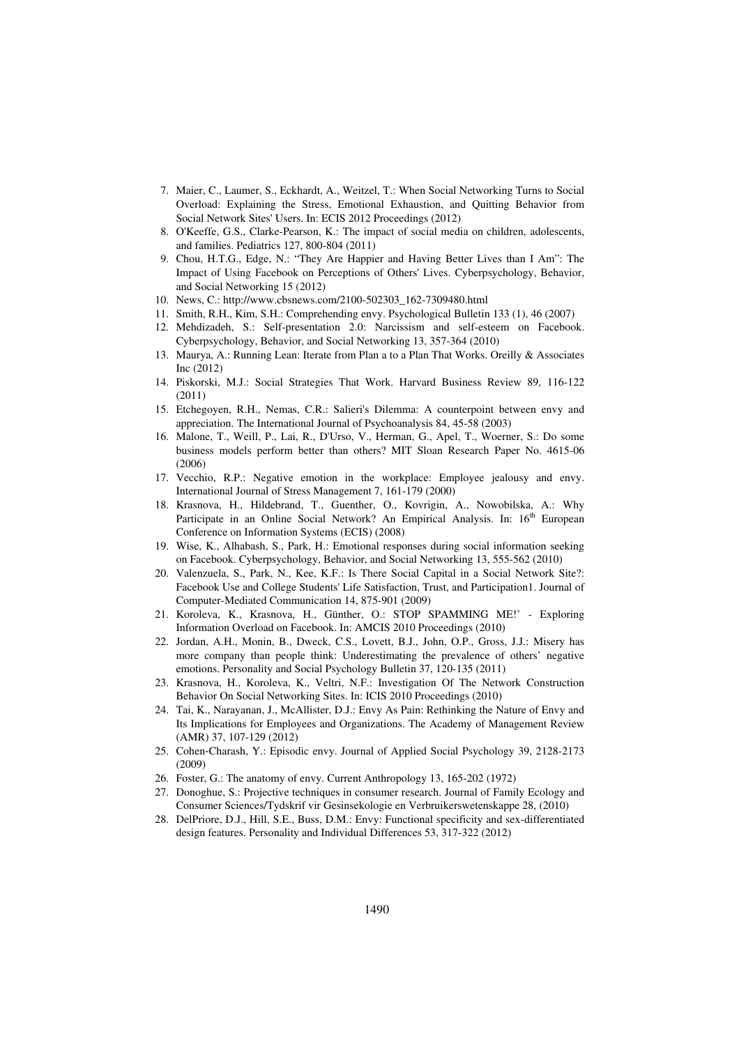7. Maier, C., Laumer, S., Eckhardt, A., Weitzel, T.: When Social Networking Turns to Social Overload: Explaining the Stress, Emotional Exhaustion, and Quitting Behavior from Social Network Sites' Users. In: ECIS 2012 Proceedings (2012)
8. O'Keeffe, G.S., Clarke-Pearson, K.: The impact of social media on children, adolescents, and families. Pediatrics 127, 800-804 (2011)
9. Chou, H.T.G., Edge, N.: "They Are Happier and Having Better Lives than I Am": The Impact of Using Facebook on Perceptions of Others' Lives. Cyberpsychology, Behavior, and Social Networking 15 (2012)
10. News, C.: http://www.cbsnews.com/2100-502303_162-7309480.html
11. Smith, R.H., Kim, S.H.: Comprehending envy. Psychological Bulletin 133 (1), 46 (2007)
12. Mehdizadeh, S.: Self-presentation 2.0: Narcissism and self-esteem on Facebook. Cyberpsychology, Behavior, and Social Networking 13, 357-364 (2010)
13. Maurya, A.: Running Lean: Iterate from Plan a to a Plan That Works. Oreilly & Associates Inc (2012)
14. Piskorski, M.J.: Social Strategies That Work. Harvard Business Review 89, 116-122 (2011)
15. Etchegoyen, R.H., Nemas, C.R.: Salieri's Dilemma: A counterpoint between envy and appreciation. The International Journal of Psychoanalysis 84, 45-58 (2003)
16. Malone, T., Weill, P., Lai, R., D'Urso, V., Herman, G., Apel, T., Woerner, S.: Do some business models perform better than others? MIT Sloan Research Paper No. 4615-06 (2006)
17. Vecchio, R.P.: Negative emotion in the workplace: Employee jealousy and envy. International Journal of Stress Management 7, 161-179 (2000)
18. Krasnova, H., Hildebrand, T., Guenther, O., Kovrigin, A., Nowobilska, A.: Why Participate in an Online Social Network? An Empirical Analysis. In: 16th European Conference on Information Systems (ECIS) (2008)
19. Wise, K., Alhabash, S., Park, H.: Emotional responses during social information seeking on Facebook. Cyberpsychology, Behavior, and Social Networking 13, 555-562 (2010)
20. Valenzuela, S., Park, N., Kee, K.F.: Is There Social Capital in a Social Network Site?: Facebook Use and College Students' Life Satisfaction, Trust, and Participation1. Journal of Computer-Mediated Communication 14, 875-901 (2009)
21. Koroleva, K., Krasnova, H., Günther, O.: STOP SPAMMING ME!' - Exploring Information Overload on Facebook. In: AMCIS 2010 Proceedings (2010)
22. Jordan, A.H., Monin, B., Dweck, C.S., Lovett, B.J., John, O.P., Gross, J.J.: Misery has more company than people think: Underestimating the prevalence of others' negative emotions. Personality and Social Psychology Bulletin 37, 120-135 (2011)
23. Krasnova, H., Koroleva, K., Veltri, N.F.: Investigation Of The Network Construction Behavior On Social Networking Sites. In: ICIS 2010 Proceedings (2010)
24. Tai, K., Narayanan, J., McAllister, D.J.: Envy As Pain: Rethinking the Nature of Envy and Its Implications for Employees and Organizations. The Academy of Management Review (AMR) 37, 107-129 (2012)
25. Cohen-Charash, Y.: Episodic envy. Journal of Applied Social Psychology 39, 2128-2173 (2009)
26. Foster, G.: The anatomy of envy. Current Anthropology 13, 165-202 (1972)
27. Donoghue, S.: Projective techniques in consumer research. Journal of Family Ecology and Consumer Sciences/Tydskrif vir Gesinsekologie en Verbruikerswetenskappe 28, (2010)
28. DelPriore, D.J., Hill, S.E., Buss, D.M.: Envy: Functional specificity and sex-differentiated design features. Personality and Individual Differences 53, 317-322 (2012)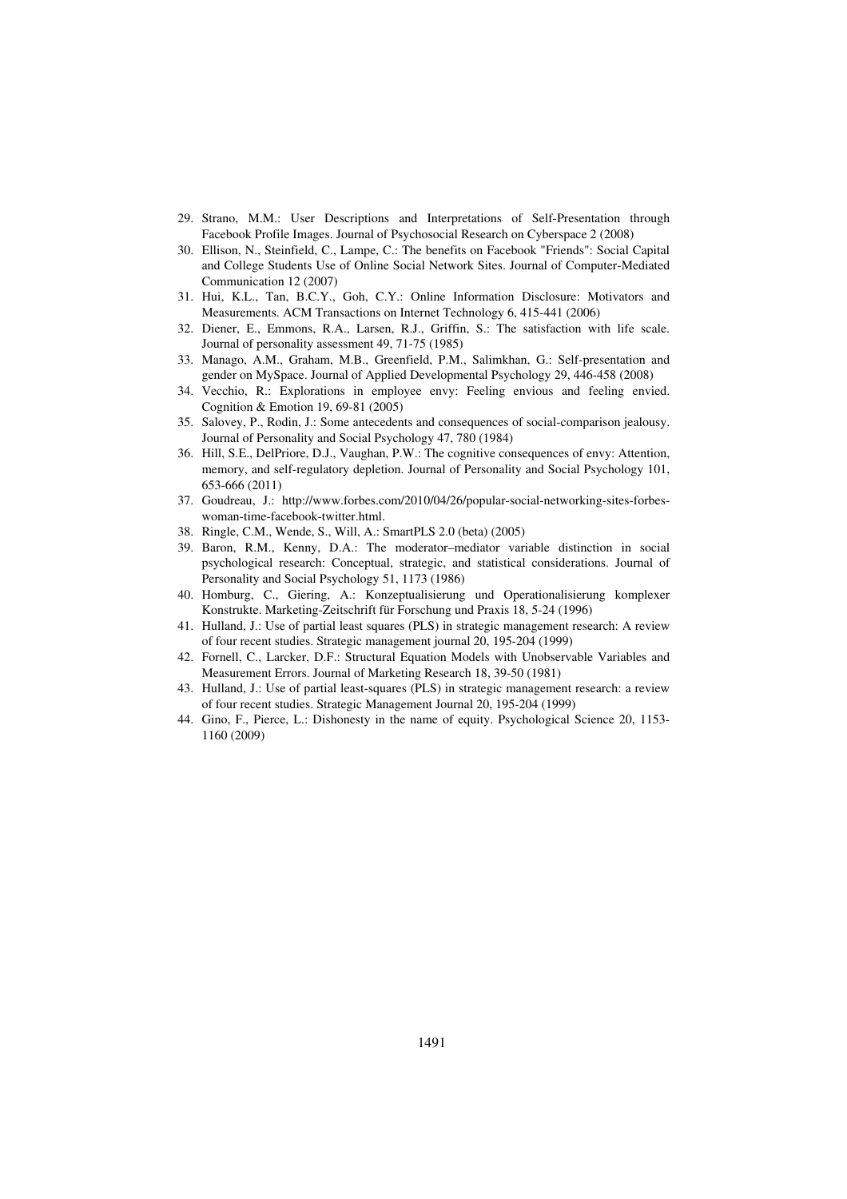29. Strano, M.M.: User Descriptions and Interpretations of Self-Presentation through Facebook Profile Images. Journal of Psychosocial Research on Cyberspace 2 (2008)
30. Ellison, N., Steinfield, C., Lampe, C.: The benefits on Facebook "Friends": Social Capital and College Students Use of Online Social Network Sites. Journal of Computer-Mediated Communication 12 (2007)
31. Hui, K.L., Tan, B.C.Y., Goh, C.Y.: Online Information Disclosure: Motivators and Measurements. ACM Transactions on Internet Technology 6, 415-441 (2006)
32. Diener, E., Emmons, R.A., Larsen, R.J., Griffin, S.: The satisfaction with life scale. Journal of personality assessment 49, 71-75 (1985)
33. Manago, A.M., Graham, M.B., Greenfield, P.M., Salimkhan, G.: Self-presentation and gender on MySpace. Journal of Applied Developmental Psychology 29, 446-458 (2008)
34. Vecchio, R.: Explorations in employee envy: Feeling envious and feeling envied. Cognition & Emotion 19, 69-81 (2005)
35. Salovey, P., Rodin, J.: Some antecedents and consequences of social-comparison jealousy. Journal of Personality and Social Psychology 47, 780 (1984)
36. Hill, S.E., DelPriore, D.J., Vaughan, P.W.: The cognitive consequences of envy: Attention, memory, and self-regulatory depletion. Journal of Personality and Social Psychology 101, 653-666 (2011)
37. Goudreau, J.: http://www.forbes.com/2010/04/26/popular-social-networking-sites-forbes-woman-time-facebook-twitter.html.
38. Ringle, C.M., Wende, S., Will, A.: SmartPLS 2.0 (beta) (2005)
39. Baron, R.M., Kenny, D.A.: The moderator–mediator variable distinction in social psychological research: Conceptual, strategic, and statistical considerations. Journal of Personality and Social Psychology 51, 1173 (1986)
40. Homburg, C., Giering, A.: Konzeptualisierung und Operationalisierung komplexer Konstrukte. Marketing-Zeitschrift für Forschung und Praxis 18, 5-24 (1996)
41. Hulland, J.: Use of partial least squares (PLS) in strategic management research: A review of four recent studies. Strategic management journal 20, 195-204 (1999)
42. Fornell, C., Larcker, D.F.: Structural Equation Models with Unobservable Variables and Measurement Errors. Journal of Marketing Research 18, 39-50 (1981)
43. Hulland, J.: Use of partial least-squares (PLS) in strategic management research: a review of four recent studies. Strategic Management Journal 20, 195-204 (1999)
44. Gino, F., Pierce, L.: Dishonesty in the name of equity. Psychological Science 20, 1153-1160 (2009)